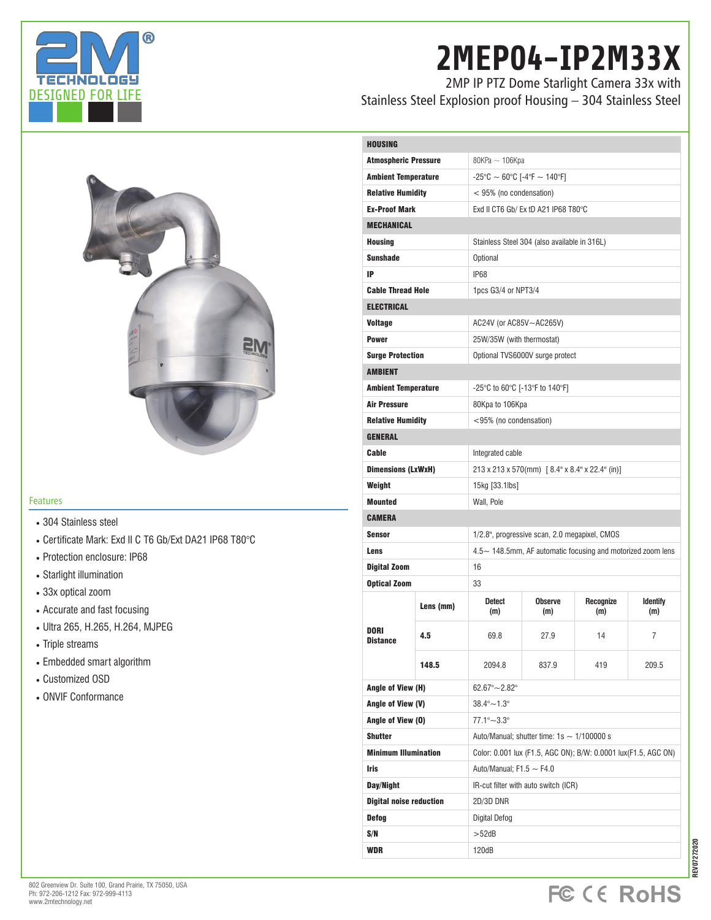# 2MEP04-IP2M33X

2MP IP PTZ Dome Starlight Camera 33x with Stainless Steel Explosion proof Housing – 304 Stainless Steel

## Features

- 304 Stainless steel
- Certificate Mark: Exd II C T6 Gb/Ext DA21 IP68 T80°C
- Protection enclosure: IP68
- Starlight illumination
- 33x optical zoom
- Accurate and fast focusing
- Ultra 265, H.265, H.264, MJPEG
- Triple streams
- Embedded smart algorithm
- Customized OSD
- ONVIF Conformance

| **HOUSING** | | | | | |
|---|---|---|---|---|---|
| **Atmospheric Pressure** | 80KPa ~ 106Kpa | | | | |
| **Ambient Temperature** | -25°C ~ 60°C [-4°F ~ 140°F] | | | | |
| **Relative Humidity** | < 95% (no condensation) | | | | |
| **Ex-Proof Mark** | Exd II CT6 Gb/ Ex tD A21 IP68 T80°C | | | | |
| **MECHANICAL** | | | | | |
| **Housing** | Stainless Steel 304 (also available in 316L) | | | | |
| **Sunshade** | Optional | | | | |
| **IP** | IP68 | | | | |
| **Cable Thread Hole** | 1pcs G3/4 or NPT3/4 | | | | |
| **ELECTRICAL** | | | | | |
| **Voltage** | AC24V (or AC85V~AC265V) | | | | |
| **Power** | 25W/35W (with thermostat) | | | | |
| **Surge Protection** | Optional TVS6000V surge protect | | | | |
| **AMBIENT** | | | | | |
| **Ambient Temperature** | -25°C to 60°C [-13°F to 140°F] | | | | |
| **Air Pressure** | 80Kpa to 106Kpa | | | | |
| **Relative Humidity** | <95% (no condensation) | | | | |
| **GENERAL** | | | | | |
| **Cable** | Integrated cable | | | | |
| **Dimensions (LxWxH)** | 213 x 213 x 570(mm) [ 8.4" x 8.4" x 22.4" (in)] | | | | |
| **Weight** | 15kg [33.1lbs] | | | | |
| **Mounted** | Wall, Pole | | | | |
| **CAMERA** | | | | | |
| **Sensor** | 1/2.8", progressive scan, 2.0 megapixel, CMOS | | | | |
| **Lens** | 4.5~ 148.5mm, AF automatic focusing and motorized zoom lens | | | | |
| **Digital Zoom** | 16 | | | | |
| **Optical Zoom** | 33 | | | | |
| **DORI Distance** | **Lens (mm)** | **Detect (m)** | **Observe (m)** | **Recognize (m)** | **Identify (m)** |
| | **4.5** | 69.8 | 27.9 | 14 | 7 |
| | **148.5** | 2094.8 | 837.9 | 419 | 209.5 |
| **Angle of View (H)** | 62.67°~2.82° | | | | |
| **Angle of View (V)** | 38.4°~1.3° | | | | |
| **Angle of View (O)** | 77.1°~3.3° | | | | |
| **Shutter** | Auto/Manual; shutter time: 1s ~ 1/100000 s | | | | |
| **Minimum Illumination** | Color: 0.001 lux (F1.5, AGC ON); B/W: 0.0001 lux(F1.5, AGC ON) | | | | |
| **Iris** | Auto/Manual; F1.5 ~ F4.0 | | | | |
| **Day/Night** | IR-cut filter with auto switch (ICR) | | | | |
| **Digital noise reduction** | 2D/3D DNR | | | | |
| **Defog** | Digital Defog | | | | |
| **S/N** | >52dB | | | | |
| **WDR** | 120dB | | | | |

802 Greenview Dr. Suite 100, Grand Prairie, TX 75050, USA
Ph: 972-206-1212 Fax: 972-999-4113
www.2mtechnology.net

REV07272020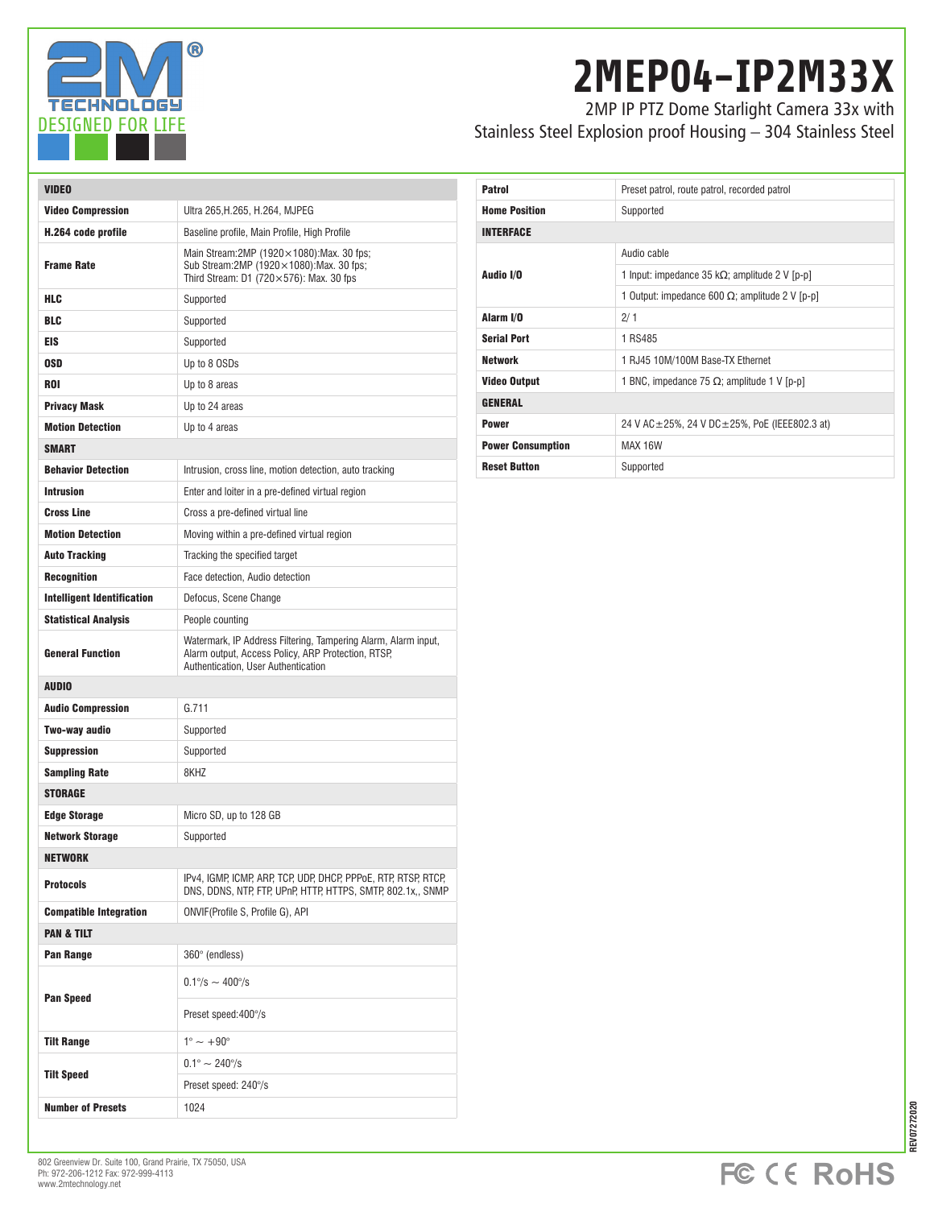# 2MEP04-IP2M33X

2MP IP PTZ Dome Starlight Camera 33x with Stainless Steel Explosion proof Housing – 304 Stainless Steel

| **VIDEO** | |
|---|---|
| **Video Compression** | Ultra 265,H.265, H.264, MJPEG |
| **H.264 code profile** | Baseline profile, Main Profile, High Profile |
| **Frame Rate** | Main Stream:2MP (1920×1080):Max. 30 fps; Sub Stream:2MP (1920×1080):Max. 30 fps; Third Stream: D1 (720×576): Max. 30 fps |
| **HLC** | Supported |
| **BLC** | Supported |
| **EIS** | Supported |
| **OSD** | Up to 8 OSDs |
| **ROI** | Up to 8 areas |
| **Privacy Mask** | Up to 24 areas |
| **Motion Detection** | Up to 4 areas |
| **SMART** | |
| **Behavior Detection** | Intrusion, cross line, motion detection, auto tracking |
| **Intrusion** | Enter and loiter in a pre-defined virtual region |
| **Cross Line** | Cross a pre-defined virtual line |
| **Motion Detection** | Moving within a pre-defined virtual region |
| **Auto Tracking** | Tracking the specified target |
| **Recognition** | Face detection, Audio detection |
| **Intelligent Identification** | Defocus, Scene Change |
| **Statistical Analysis** | People counting |
| **General Function** | Watermark, IP Address Filtering, Tampering Alarm, Alarm input, Alarm output, Access Policy, ARP Protection, RTSP, Authentication, User Authentication |
| **AUDIO** | |
| **Audio Compression** | G.711 |
| **Two-way audio** | Supported |
| **Suppression** | Supported |
| **Sampling Rate** | 8KHZ |
| **STORAGE** | |
| **Edge Storage** | Micro SD, up to 128 GB |
| **Network Storage** | Supported |
| **NETWORK** | |
| **Protocols** | IPv4, IGMP, ICMP, ARP, TCP, UDP, DHCP, PPPoE, RTP, RTSP, RTCP, DNS, DDNS, NTP, FTP, UPnP, HTTP, HTTPS, SMTP, 802.1x,, SNMP |
| **Compatible Integration** | ONVIF(Profile S, Profile G), API |
| **PAN & TILT** | |
| **Pan Range** | 360° (endless) |
| **Pan Speed** | 0.1°/s ~ 400°/s |
| | Preset speed:400°/s |
| **Tilt Range** | 1° ~ +90° |
| **Tilt Speed** | 0.1° ~ 240°/s |
| | Preset speed: 240°/s |
| **Number of Presets** | 1024 |

| **Patrol** | Preset patrol, route patrol, recorded patrol |
|---|---|
| **Home Position** | Supported |
| **INTERFACE** | |
| **Audio I/O** | Audio cable |
| | 1 Input: impedance 35 kΩ; amplitude 2 V [p-p] |
| | 1 Output: impedance 600 Ω; amplitude 2 V [p-p] |
| **Alarm I/O** | 2/ 1 |
| **Serial Port** | 1 RS485 |
| **Network** | 1 RJ45 10M/100M Base-TX Ethernet |
| **Video Output** | 1 BNC, impedance 75 Ω; amplitude 1 V [p-p] |
| **GENERAL** | |
| **Power** | 24 V AC±25%, 24 V DC±25%, PoE (IEEE802.3 at) |
| **Power Consumption** | MAX 16W |
| **Reset Button** | Supported |

802 Greenview Dr. Suite 100, Grand Prairie, TX 75050, USA
Ph: 972-206-1212 Fax: 972-999-4113
www.2mtechnology.net

REV07272020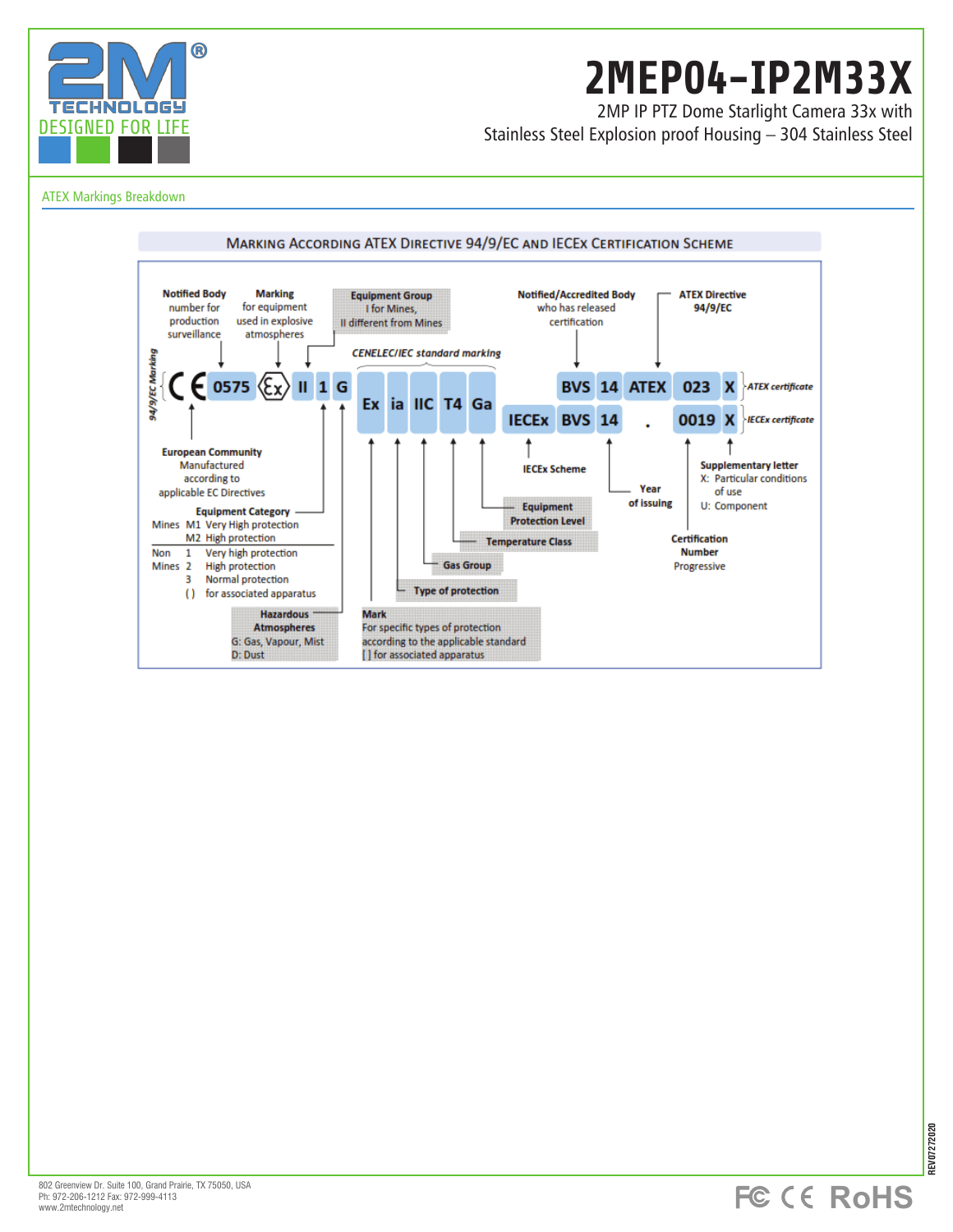# 2MEP04-IP2M33X

2MP IP PTZ Dome Starlight Camera 33x with Stainless Steel Explosion proof Housing – 304 Stainless Steel

## ATEX Markings Breakdown

### Marking According ATEX Directive 94/9/EC and IECEx Certification Scheme

94/9/EC Marking

CE 0575 ⟨Ex⟩ II 1 G

CENELEC/IEC standard marking

Ex ia IIC T4 Ga

BVS 14 ATEX 023 X — ATEX certificate

IECEx BVS 14 . 0019 X — IECEx certificate

**Notified Body** number for production surveillance

**Marking** for equipment used in explosive atmospheres

**Equipment Group**
I for Mines,
II different from Mines

**Notified/Accredited Body** who has released certification

**ATEX Directive** 94/9/EC

**European Community** Manufactured according to applicable EC Directives

**Equipment Category**

| | | |
|---|---|---|
| Mines | M1 | Very High protection |
| | M2 | High protection |
| Non Mines | 1 | Very high protection |
| | 2 | High protection |
| | 3 | Normal protection |
| | ( ) | for associated apparatus |

**Hazardous Atmospheres**
G: Gas, Vapour, Mist
D: Dust

**Mark**
For specific types of protection according to the applicable standard
[ ] for associated apparatus

**Type of protection**

**Gas Group**

**Temperature Class**

**Equipment Protection Level**

**IECEx Scheme**

**Year of issuing**

**Certification Number** Progressive

**Supplementary letter**
X: Particular conditions of use
U: Component

802 Greenview Dr. Suite 100, Grand Prairie, TX 75050, USA
Ph: 972-206-1212 Fax: 972-999-4113
www.2mtechnology.net

REV07272020